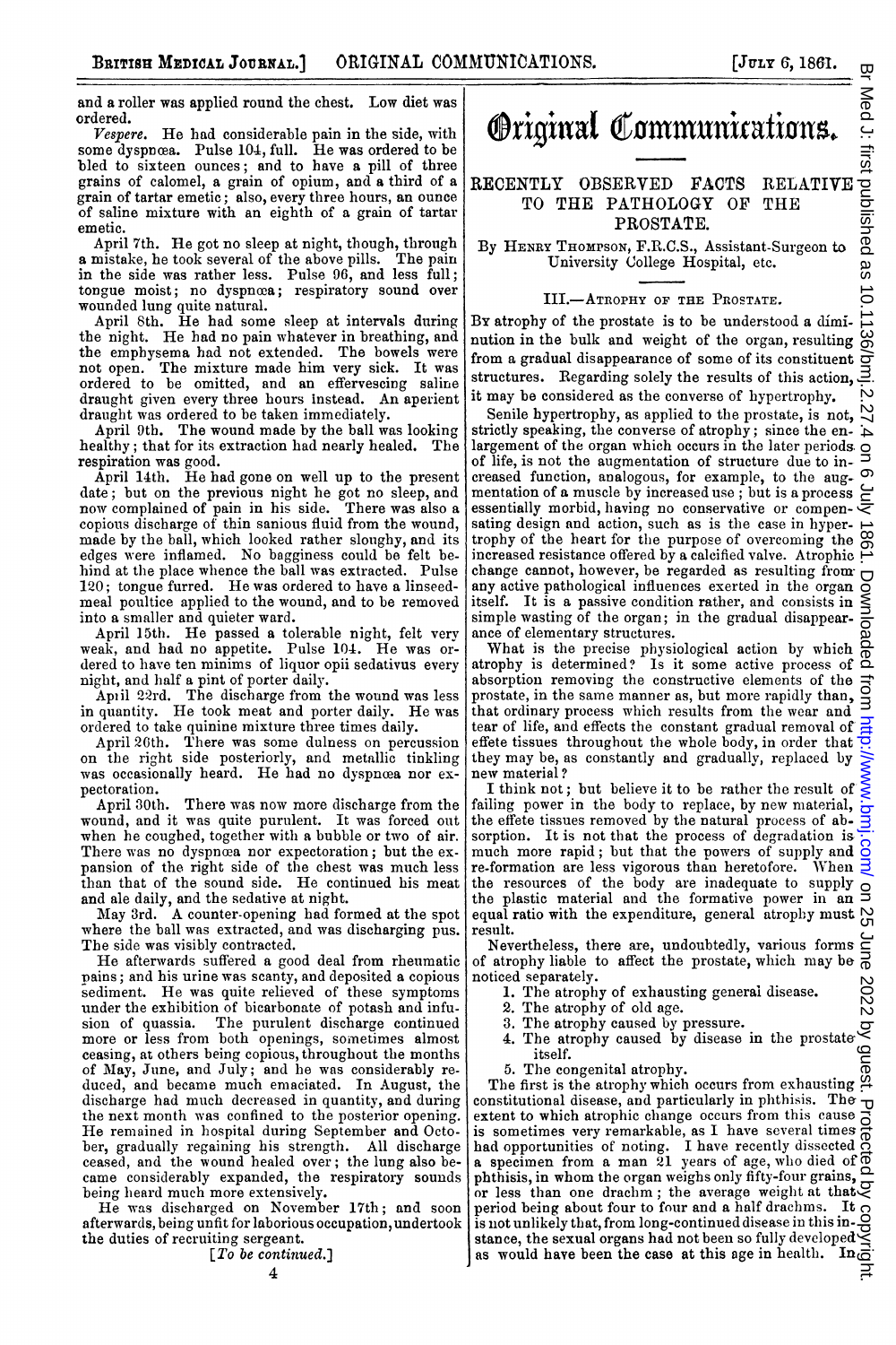and a roller was applied round the chest. Low diet was ordered.

*Vespere.* He had considerable pain in the side, with some dyspnœa. Pulse 104, full. He was ordered to be bled to sixteen ounces; and to have a pill of three grains of calomel, a grain of opium, and a third of a grain of tartar emetic; also, every three hours, an ounce of saline mixture with an eighth of a grain of tartar emetic.

April 7th. He got no sleep at night, though, through a mistake, he took several of the above pills. The pain in the side was rather less. Pulse 96, and less full; tongue moist; no dyspnœa; respiratory sound over wounded lung quite natural.

April 8th. He had some sleep at intervals during the night. He had no pain whatever in breathing, and the emphysema had not extended. The bowels were not open. The mixture made him very sick. It was ordered to be omitted, and an effervescing saline draught given every three hours instead. An aperient draught was ordered to be taken immediately.

April 9th. The wound made by the ball was looking healthy; that for its extraction had nearly healed. The respiration was good.

April 14th. He had gone on well up to the present date; but on the previous night he got no sleep, and now complained of pain in his side. There was also a copious discharge of thin sanious fluid from the wound, made by the ball, which looked rather sloughy, and its edges were inflamed. No bagginess could be felt behind at the place whence the ball was extracted. Pulse 120; tongue furred. He was ordered to have a linseed-meal poultice applied to the wound, and to be removed into a smaller and quieter ward.

April 15th. He passed a tolerable night, felt very weak, and had no appetite. Pulse 104. He was ordered to have ten minims of liquor opii sedativus every night, and half a pint of porter daily.

April 22nd. The discharge from the wound was less in quantity. He took meat and porter daily. He was ordered to take quinine mixture three times daily.

April 26th. There was some dulness on percussion on the right side posteriorly, and metallic tinkling was occasionally heard. He had no dyspnœa nor expectoration.

April 30th. There was now more discharge from the wound, and it was quite purulent. It was forced out when he coughed, together with a bubble or two of air. There was no dyspnœa nor expectoration; but the expansion of the right side of the chest was much less than that of the sound side. He continued his meat and ale daily, and the sedative at night.

May 3rd. A counter-opening had formed at the spot where the ball was extracted, and was discharging pus. The side was visibly contracted.

He afterwards suffered a good deal from rheumatic pains; and his urine was scanty, and deposited a copious sediment. He was quite relieved of these symptoms under the exhibition of bicarbonate of potash and infusion of quassia. The purulent discharge continued more or less from both openings, sometimes almost ceasing, at others being copious, throughout the months of May, June, and July; and he was considerably reduced, and became much emaciated. In August, the discharge had much decreased in quantity, and during the next month was confined to the posterior opening. He remained in hospital during September and October, gradually regaining his strength. All discharge ceased, and the wound healed over; the lung also became considerably expanded, the respiratory sounds being heard much more extensively.

He was discharged on November 17th; and soon afterwards, being unfit for laborious occupation, undertook the duties of recruiting sergeant.

[*To be continued.*]

# Original Communications.

## RECENTLY OBSERVED FACTS RELATIVE TO THE PATHOLOGY OF THE PROSTATE.

By HENRY THOMPSON, F.R.C.S., Assistant-Surgeon to University College Hospital, etc.

### III.—ATROPHY OF THE PROSTATE.

By atrophy of the prostate is to be understood a diminution in the bulk and weight of the organ, resulting from a gradual disappearance of some of its constituent structures. Regarding solely the results of this action, it may be considered as the converse of hypertrophy.

Senile hypertrophy, as applied to the prostate, is not, strictly speaking, the converse of atrophy; since the enlargement of the organ which occurs in the later periods of life, is not the augmentation of structure due to increased function, analogous, for example, to the augmentation of a muscle by increased use; but is a process essentially morbid, having no conservative or compensating design and action, such as is the case in hypertrophy of the heart for the purpose of overcoming the increased resistance offered by a calcified valve. Atrophic change cannot, however, be regarded as resulting from any active pathological influences exerted in the organ itself. It is a passive condition rather, and consists in simple wasting of the organ; in the gradual disappearance of elementary structures.

What is the precise physiological action by which atrophy is determined? Is it some active process of absorption removing the constructive elements of the prostate, in the same manner as, but more rapidly than, that ordinary process which results from the wear and tear of life, and effects the constant gradual removal of effete tissues throughout the whole body, in order that they may be, as constantly and gradually, replaced by new material?

I think not; but believe it to be rather the result of failing power in the body to replace, by new material, the effete tissues removed by the natural process of absorption. It is not that the process of degradation is much more rapid; but that the powers of supply and re-formation are less vigorous than heretofore. When the resources of the body are inadequate to supply the plastic material and the formative power in an equal ratio with the expenditure, general atrophy must result.

Nevertheless, there are, undoubtedly, various forms of atrophy liable to affect the prostate, which may be noticed separately.

1. The atrophy of exhausting general disease.
2. The atrophy of old age.
3. The atrophy caused by pressure.
4. The atrophy caused by disease in the prostate itself.
5. The congenital atrophy.

The first is the atrophy which occurs from exhausting constitutional disease, and particularly in phthisis. The extent to which atrophic change occurs from this cause is sometimes very remarkable, as I have several times had opportunities of noting. I have recently dissected a specimen from a man 21 years of age, who died of phthisis, in whom the organ weighs only fifty-four grains, or less than one drachm; the average weight at that period being about four to four and a half drachms. It is not unlikely that, from long-continued disease in this instance, the sexual organs had not been so fully developed as would have been the case at this age in health. In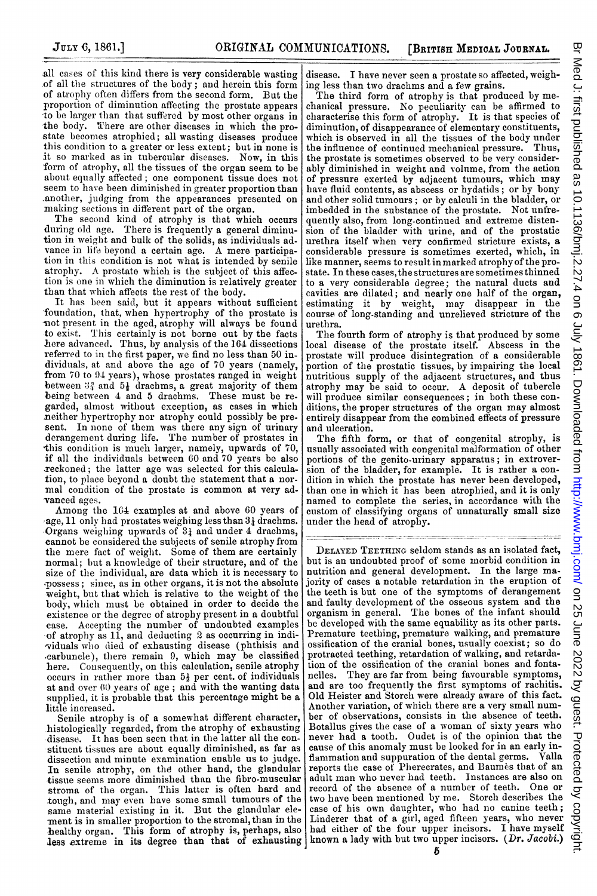all cases of this kind there is very considerable wasting of all the structures of the body; and herein this form of atrophy often differs from the second form. But the proportion of diminution affecting the prostate appears to be larger than that suffered by most other organs in the body. There are other diseases in which the prostate becomes atrophied; all wasting diseases produce this condition to a greater or less extent; but in none is it so marked as in tubercular diseases. Now, in this form of atrophy, all the tissues of the organ seem to be about equally affected; one component tissue does not seem to have been diminished in greater proportion than another, judging from the appearances presented on making sections in different part of the organ.

The second kind of atrophy is that which occurs during old age. There is frequently a general diminution in weight and bulk of the solids, as individuals advance in life beyond a certain age. A mere participation in this condition is not what is intended by senile atrophy. A prostate which is the subject of this affection is one in which the diminution is relatively greater than that which affects the rest of the body.

It has been said, but it appears without sufficient foundation, that, when hypertrophy of the prostate is not present in the aged, atrophy will always be found to exist. This certainly is not borne out by the facts here advanced. Thus, by analysis of the 164 dissections referred to in the first paper, we find no less than 50 individuals, at and above the age of 70 years (namely, from 70 to 94 years), whose prostates ranged in weight between 3¾ and 5½ drachms, a great majority of them being between 4 and 5 drachms. These must be regarded, almost without exception, as cases in which neither hypertrophy nor atrophy could possibly be present. In none of them was there any sign of urinary derangement during life. The number of prostates in this condition is much larger, namely, upwards of 70, if all the individuals between 60 and 70 years be also reckoned; the latter age was selected for this calculation, to place beyond a doubt the statement that a normal condition of the prostate is common at very advanced ages.

Among the 164 examples at and above 60 years of age, 11 only had prostates weighing less than 3½ drachms. Organs weighing upwards of 3½ and under 4 drachms, cannot be considered the subjects of senile atrophy from the mere fact of weight. Some of them are certainly normal; but a knowledge of their structure, and of the size of the individual, are data which it is necessary to possess; since, as in other organs, it is not the absolute weight, but that which is relative to the weight of the body, which must be obtained in order to decide the existence or the degree of atrophy present in a doubtful case. Accepting the number of undoubted examples of atrophy as 11, and deducting 2 as occurring in individuals who died of exhausting disease (phthisis and carbuncle), there remain 9, which may be classified here. Consequently, on this calculation, senile atrophy occurs in rather more than 5½ per cent. of individuals at and over 60 years of age; and with the wanting data supplied, it is probable that this percentage might be a little increased.

Senile atrophy is of a somewhat different character, histologically regarded, from the atrophy of exhausting disease. It has been seen that in the latter all the constituent tissues are about equally diminished, as far as dissection and minute examination enable us to judge. In senile atrophy, on the other hand, the glandular tissue seems more diminished than the fibro-muscular stroma of the organ. This latter is often hard and tough, and may even have some small tumours of the same material existing in it. But the glandular element is in smaller proportion to the stromal, than in the healthy organ. This form of atrophy is, perhaps, also less extreme in its degree than that of exhausting disease. I have never seen a prostate so affected, weighing less than two drachms and a few grains.

The third form of atrophy is that produced by mechanical pressure. No peculiarity can be affirmed to characterise this form of atrophy. It is that species of diminution, of disappearance of elementary constituents, which is observed in all the tissues of the body under the influence of continued mechanical pressure. Thus, the prostate is sometimes observed to be very considerably diminished in weight and volume, from the action of pressure exerted by adjacent tumours, which may have fluid contents, as abscess or hydatids; or by bony and other solid tumours; or by calculi in the bladder, or imbedded in the substance of the prostate. Not unfrequently also, from long-continued and extreme distension of the bladder with urine, and of the prostatic urethra itself when very confirmed stricture exists, a considerable pressure is sometimes exerted, which, in like manner, seems to result in marked atrophy of the prostate. In these cases, the structures are sometimes thinned to a very considerable degree; the natural ducts and cavities are dilated; and nearly one half of the organ, estimating it by weight, may disappear in the course of long-standing and unrelieved stricture of the urethra.

The fourth form of atrophy is that produced by some local disease of the prostate itself. Abscess in the prostate will produce disintegration of a considerable portion of the prostatic tissues, by impairing the local nutritious supply of the adjacent structures, and thus atrophy may be said to occur. A deposit of tubercle will produce similar consequences; in both these conditions, the proper structures of the organ may almost entirely disappear from the combined effects of pressure and ulceration.

The fifth form, or that of congenital atrophy, is usually associated with congenital malformation of other portions of the genito-urinary apparatus; in extroversion of the bladder, for example. It is rather a condition in which the prostate has never been developed, than one in which it has been atrophied, and it is only named to complete the series, in accordance with the custom of classifying organs of unnaturally small size under the head of atrophy.

---

Delayed Teething seldom stands as an isolated fact, but is an undoubted proof of some morbid condition in nutrition and general development. In the large majority of cases a notable retardation in the eruption of the teeth is but one of the symptoms of derangement and faulty development of the osseous system and the organism in general. The bones of the infant should be developed with the same equability as its other parts. Premature teething, premature walking, and premature ossification of the cranial bones, usually coexist; so do protracted teething, retardation of walking, and retardation of the ossification of the cranial bones and fontanelles. They are far from being favourable symptoms, and are too frequently the first symptoms of rachitis. Old Heister and Storch were already aware of this fact. Another variation, of which there are a very small number of observations, consists in the absence of teeth. Botallus gives the case of a woman of sixty years who never had a tooth. Oudet is of the opinion that the cause of this anomaly must be looked for in an early inflammation and suppuration of the dental germs. Valla reports the case of Pherecrates, and Baumès that of an adult man who never had teeth. Instances are also on record of the absence of a number of teeth. One or two have been mentioned by me. Storch describes the case of his own daughter, who had no canine teeth; Linderer that of a girl, aged fifteen years, who never had either of the four upper incisors. I have myself known a lady with but two upper incisors. (*Dr. Jacobi.*)